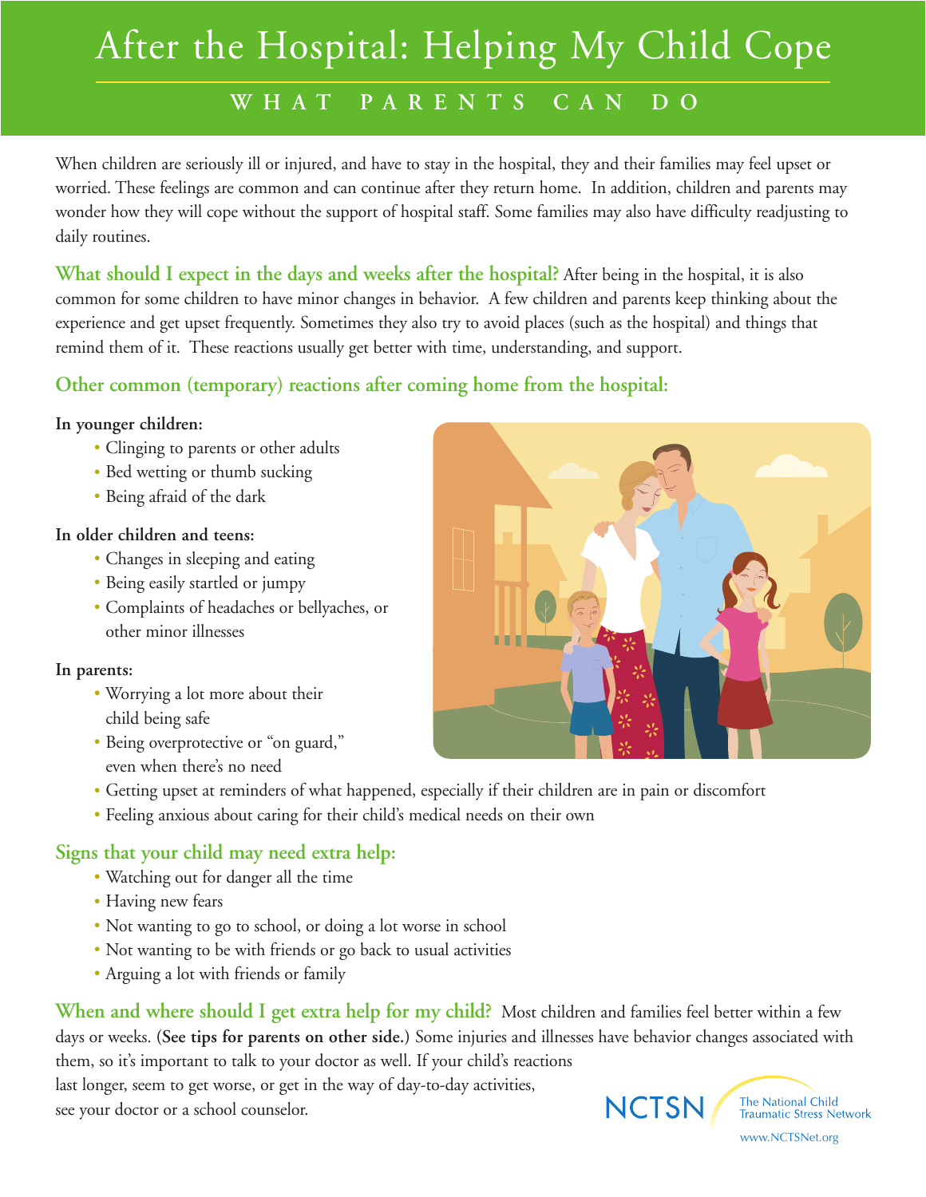# After the Hospital: Helping My Child Cope

## WHAT PARENTS CAN DO

When children are seriously ill or injured, and have to stay in the hospital, they and their families may feel upset or worried. These feelings are common and can continue after they return home. In addition, children and parents may wonder how they will cope without the support of hospital staff. Some families may also have difficulty readjusting to daily routines.

**What should I expect in the days and weeks after the hospital?** After being in the hospital, it is also common for some children to have minor changes in behavior. A few children and parents keep thinking about the experience and get upset frequently. Sometimes they also try to avoid places (such as the hospital) and things that remind them of it. These reactions usually get better with time, understanding, and support.

### Other common (temporary) reactions after coming home from the hospital:

**In younger children:**

- Clinging to parents or other adults
- Bed wetting or thumb sucking
- Being afraid of the dark

**In older children and teens:**

- Changes in sleeping and eating
- Being easily startled or jumpy
- Complaints of headaches or bellyaches, or other minor illnesses

**In parents:**

- Worrying a lot more about their child being safe
- Being overprotective or "on guard," even when there's no need
- Getting upset at reminders of what happened, especially if their children are in pain or discomfort
- Feeling anxious about caring for their child's medical needs on their own

### Signs that your child may need extra help:

- Watching out for danger all the time
- Having new fears
- Not wanting to go to school, or doing a lot worse in school
- Not wanting to be with friends or go back to usual activities
- Arguing a lot with friends or family

**When and where should I get extra help for my child?** Most children and families feel better within a few days or weeks. (**See tips for parents on other side.**) Some injuries and illnesses have behavior changes associated with them, so it's important to talk to your doctor as well. If your child's reactions last longer, seem to get worse, or get in the way of day-to-day activities, see your doctor or a school counselor.

NCTSN The National Child Traumatic Stress Network

www.NCTSNet.org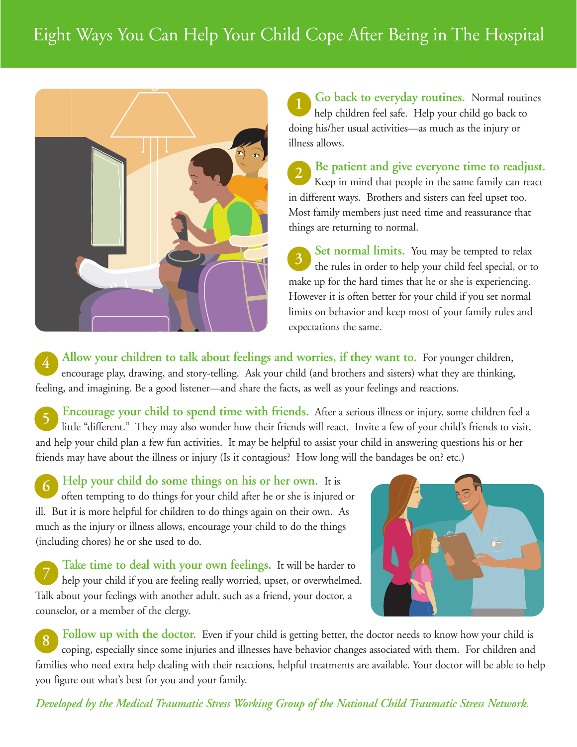# Eight Ways You Can Help Your Child Cope After Being in The Hospital

**1. Go back to everyday routines.** Normal routines help children feel safe. Help your child go back to doing his/her usual activities—as much as the injury or illness allows.

**2. Be patient and give everyone time to readjust.** Keep in mind that people in the same family can react in different ways. Brothers and sisters can feel upset too. Most family members just need time and reassurance that things are returning to normal.

**3. Set normal limits.** You may be tempted to relax the rules in order to help your child feel special, or to make up for the hard times that he or she is experiencing. However it is often better for your child if you set normal limits on behavior and keep most of your family rules and expectations the same.

**4. Allow your children to talk about feelings and worries, if they want to.** For younger children, encourage play, drawing, and story-telling. Ask your child (and brothers and sisters) what they are thinking, feeling, and imagining. Be a good listener—and share the facts, as well as your feelings and reactions.

**5. Encourage your child to spend time with friends.** After a serious illness or injury, some children feel a little "different." They may also wonder how their friends will react. Invite a few of your child's friends to visit, and help your child plan a few fun activities. It may be helpful to assist your child in answering questions his or her friends may have about the illness or injury (Is it contagious? How long will the bandages be on? etc.)

**6. Help your child do some things on his or her own.** It is often tempting to do things for your child after he or she is injured or ill. But it is more helpful for children to do things again on their own. As much as the injury or illness allows, encourage your child to do the things (including chores) he or she used to do.

**7. Take time to deal with your own feelings.** It will be harder to help your child if you are feeling really worried, upset, or overwhelmed. Talk about your feelings with another adult, such as a friend, your doctor, a counselor, or a member of the clergy.

**8. Follow up with the doctor.** Even if your child is getting better, the doctor needs to know how your child is coping, especially since some injuries and illnesses have behavior changes associated with them. For children and families who need extra help dealing with their reactions, helpful treatments are available. Your doctor will be able to help you figure out what's best for you and your family.

*Developed by the Medical Traumatic Stress Working Group of the National Child Traumatic Stress Network.*